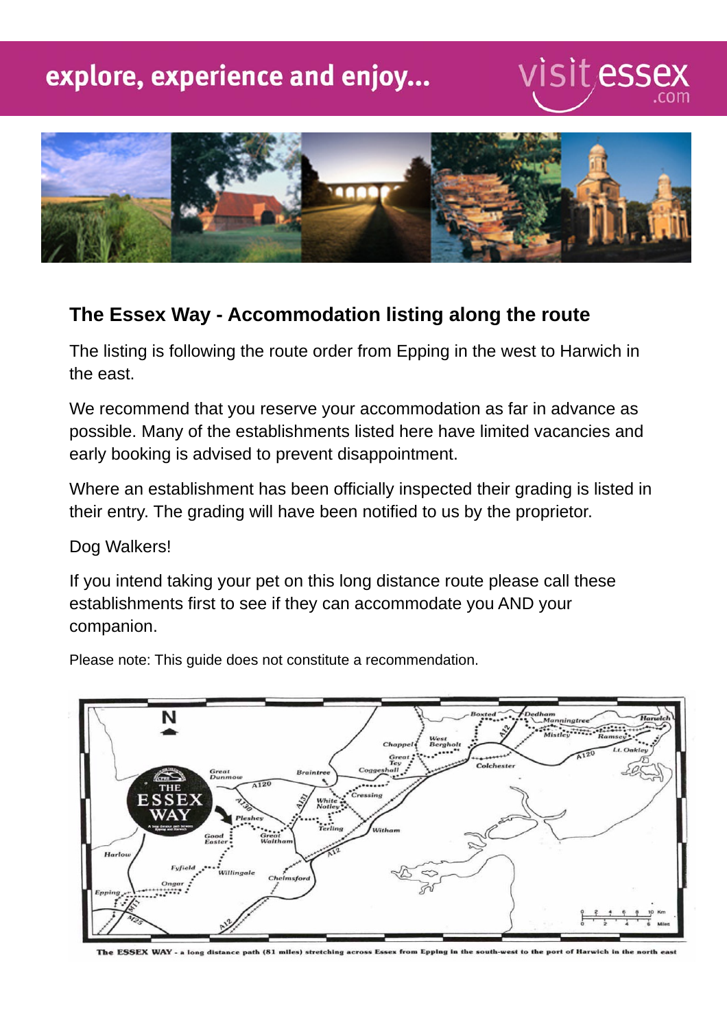explore, experience and enjoy...

visit essex .com

## The Essex Way - Accommodation listing along the route

The listing is following the route order from Epping in the west to Harwich in the east.

We recommend that you reserve your accommodation as far in advance as possible. Many of the establishments listed here have limited vacancies and early booking is advised to prevent disappointment.

Where an establishment has been officially inspected their grading is listed in their entry. The grading will have been notified to us by the proprietor.

Dog Walkers!

If you intend taking your pet on this long distance route please call these establishments first to see if they can accommodate you AND your companion.

Please note: This guide does not constitute a recommendation.

**The ESSEX WAY** - a long distance path (81 miles) stretching across Essex from Epping in the south-west to the port of Harwich in the north east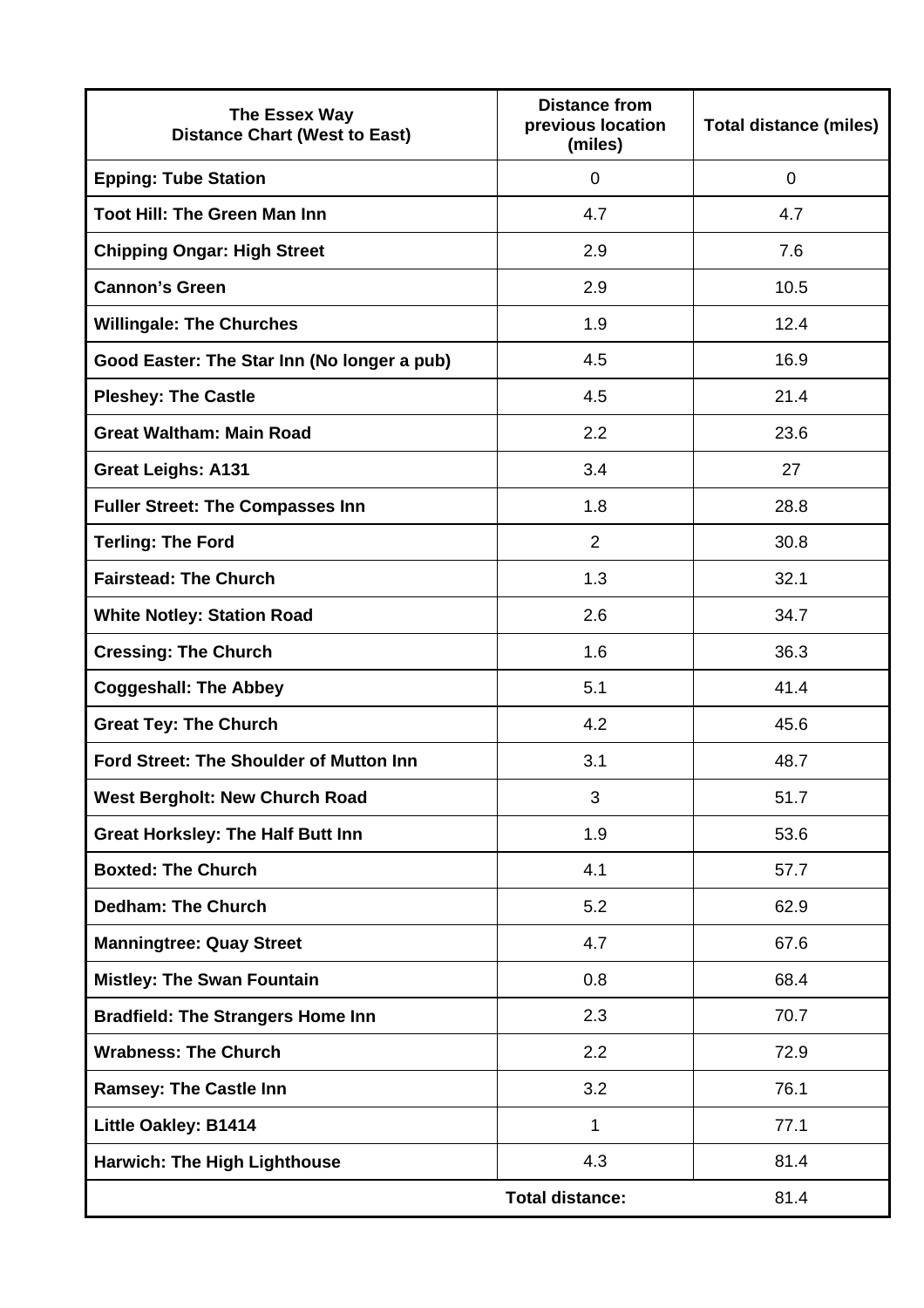| The Essex Way<br>Distance Chart (West to East) | Distance from previous location (miles) | Total distance (miles) |
|---|---|---|
| **Epping: Tube Station** | 0 | 0 |
| **Toot Hill: The Green Man Inn** | 4.7 | 4.7 |
| **Chipping Ongar: High Street** | 2.9 | 7.6 |
| **Cannon's Green** | 2.9 | 10.5 |
| **Willingale: The Churches** | 1.9 | 12.4 |
| **Good Easter: The Star Inn (No longer a pub)** | 4.5 | 16.9 |
| **Pleshey: The Castle** | 4.5 | 21.4 |
| **Great Waltham: Main Road** | 2.2 | 23.6 |
| **Great Leighs: A131** | 3.4 | 27 |
| **Fuller Street: The Compasses Inn** | 1.8 | 28.8 |
| **Terling: The Ford** | 2 | 30.8 |
| **Fairstead: The Church** | 1.3 | 32.1 |
| **White Notley: Station Road** | 2.6 | 34.7 |
| **Cressing: The Church** | 1.6 | 36.3 |
| **Coggeshall: The Abbey** | 5.1 | 41.4 |
| **Great Tey: The Church** | 4.2 | 45.6 |
| **Ford Street: The Shoulder of Mutton Inn** | 3.1 | 48.7 |
| **West Bergholt: New Church Road** | 3 | 51.7 |
| **Great Horksley: The Half Butt Inn** | 1.9 | 53.6 |
| **Boxted: The Church** | 4.1 | 57.7 |
| **Dedham: The Church** | 5.2 | 62.9 |
| **Manningtree: Quay Street** | 4.7 | 67.6 |
| **Mistley: The Swan Fountain** | 0.8 | 68.4 |
| **Bradfield: The Strangers Home Inn** | 2.3 | 70.7 |
| **Wrabness: The Church** | 2.2 | 72.9 |
| **Ramsey: The Castle Inn** | 3.2 | 76.1 |
| **Little Oakley: B1414** | 1 | 77.1 |
| **Harwich: The High Lighthouse** | 4.3 | 81.4 |
| | **Total distance:** | 81.4 |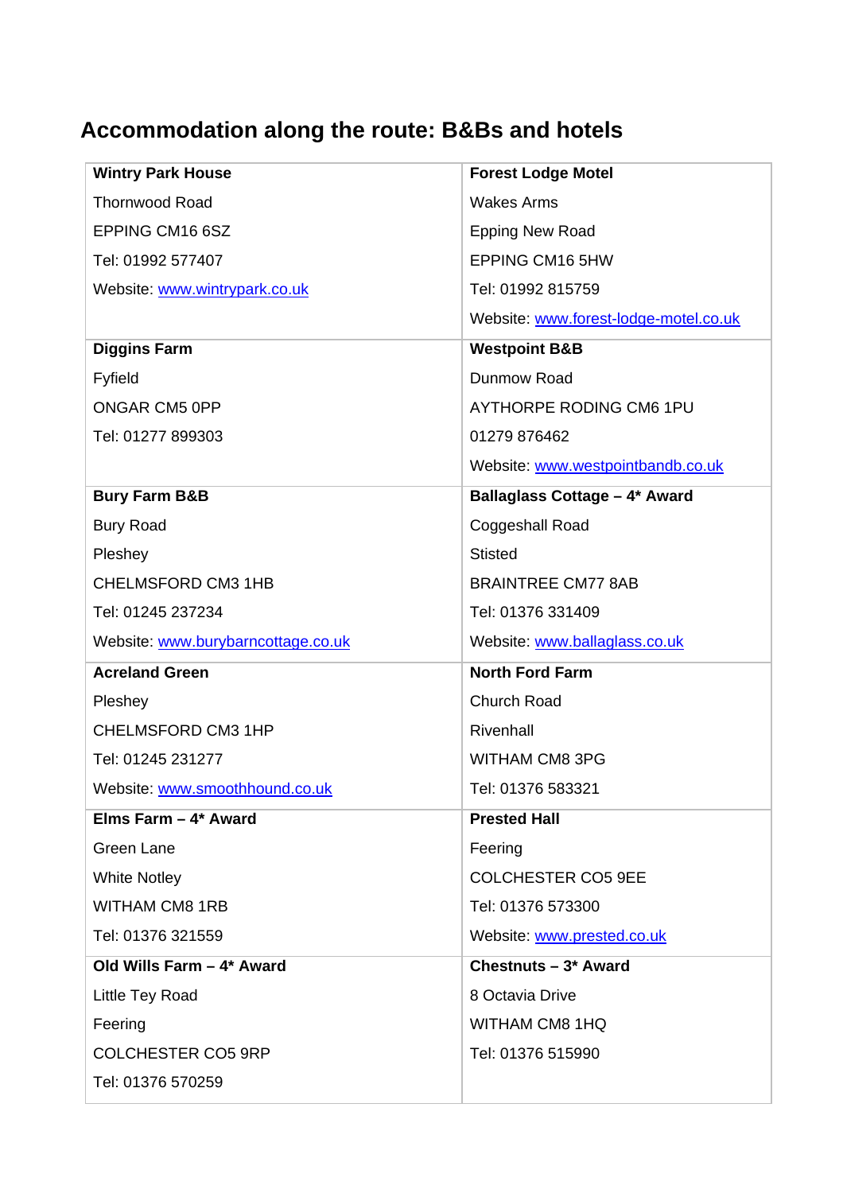## Accommodation along the route: B&Bs and hotels

| | |
|---|---|
| **Wintry Park House**<br>Thornwood Road<br>EPPING CM16 6SZ<br>Tel: 01992 577407<br>Website: www.wintrypark.co.uk | **Forest Lodge Motel**<br>Wakes Arms<br>Epping New Road<br>EPPING CM16 5HW<br>Tel: 01992 815759<br>Website: www.forest-lodge-motel.co.uk |
| **Diggins Farm**<br>Fyfield<br>ONGAR CM5 0PP<br>Tel: 01277 899303 | **Westpoint B&B**<br>Dunmow Road<br>AYTHORPE RODING CM6 1PU<br>01279 876462<br>Website: www.westpointbandb.co.uk |
| **Bury Farm B&B**<br>Bury Road<br>Pleshey<br>CHELMSFORD CM3 1HB<br>Tel: 01245 237234<br>Website: www.burybarncottage.co.uk | **Ballaglass Cottage – 4* Award**<br>Coggeshall Road<br>Stisted<br>BRAINTREE CM77 8AB<br>Tel: 01376 331409<br>Website: www.ballaglass.co.uk |
| **Acreland Green**<br>Pleshey<br>CHELMSFORD CM3 1HP<br>Tel: 01245 231277<br>Website: www.smoothhound.co.uk | **North Ford Farm**<br>Church Road<br>Rivenhall<br>WITHAM CM8 3PG<br>Tel: 01376 583321 |
| **Elms Farm – 4* Award**<br>Green Lane<br>White Notley<br>WITHAM CM8 1RB<br>Tel: 01376 321559 | **Prested Hall**<br>Feering<br>COLCHESTER CO5 9EE<br>Tel: 01376 573300<br>Website: www.prested.co.uk |
| **Old Wills Farm – 4* Award**<br>Little Tey Road<br>Feering<br>COLCHESTER CO5 9RP<br>Tel: 01376 570259 | **Chestnuts – 3* Award**<br>8 Octavia Drive<br>WITHAM CM8 1HQ<br>Tel: 01376 515990 |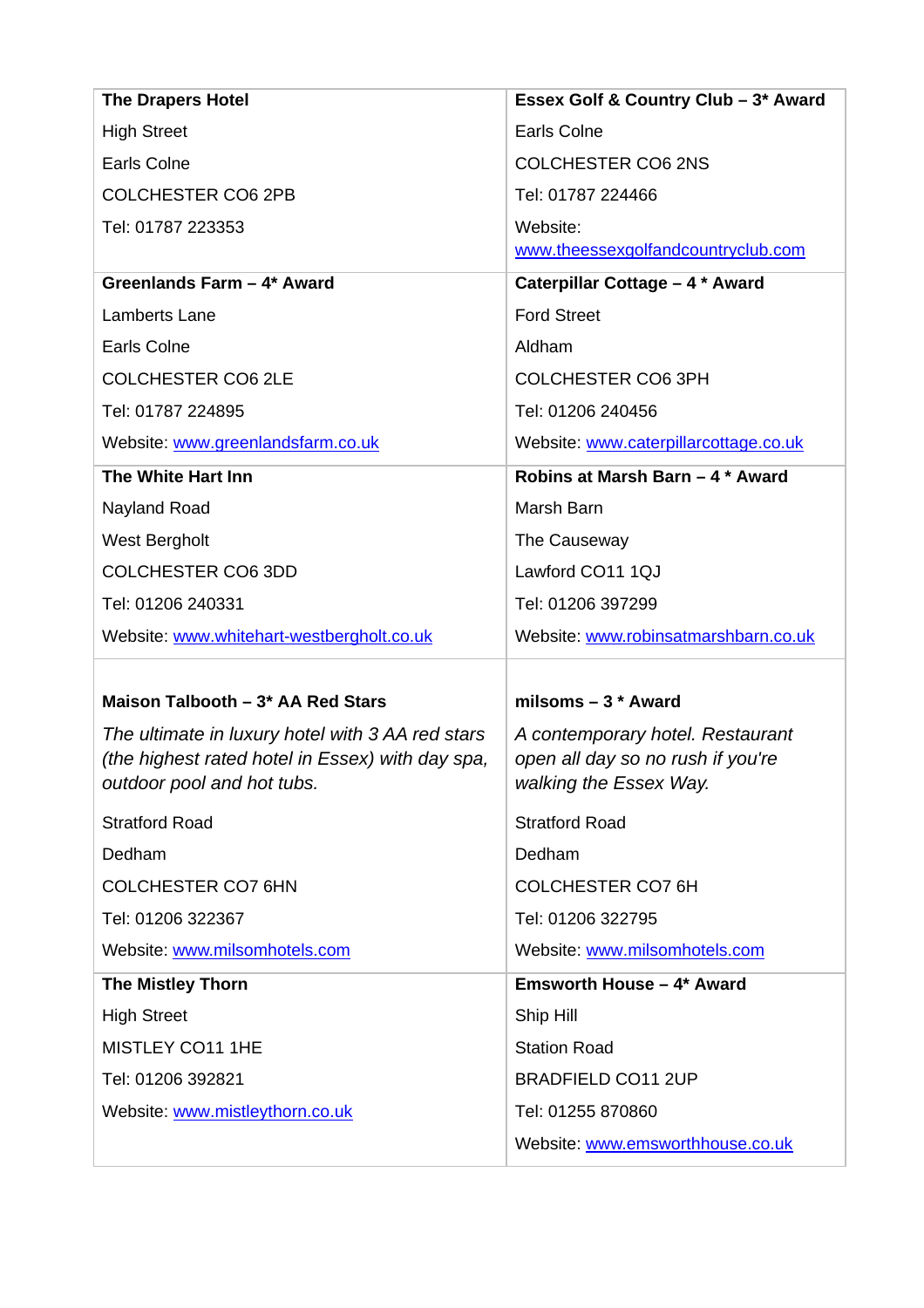| **The Drapers Hotel**<br>High Street<br>Earls Colne<br>COLCHESTER CO6 2PB<br>Tel: 01787 223353 | **Essex Golf & Country Club – 3* Award**<br>Earls Colne<br>COLCHESTER CO6 2NS<br>Tel: 01787 224466<br>Website: www.theessexgolfandcountryclub.com |
|---|---|
| **Greenlands Farm – 4* Award**<br>Lamberts Lane<br>Earls Colne<br>COLCHESTER CO6 2LE<br>Tel: 01787 224895<br>Website: www.greenlandsfarm.co.uk | **Caterpillar Cottage – 4 * Award**<br>Ford Street<br>Aldham<br>COLCHESTER CO6 3PH<br>Tel: 01206 240456<br>Website: www.caterpillarcottage.co.uk |
| **The White Hart Inn**<br>Nayland Road<br>West Bergholt<br>COLCHESTER CO6 3DD<br>Tel: 01206 240331<br>Website: www.whitehart-westbergholt.co.uk | **Robins at Marsh Barn – 4 * Award**<br>Marsh Barn<br>The Causeway<br>Lawford CO11 1QJ<br>Tel: 01206 397299<br>Website: www.robinsatmarshbarn.co.uk |
| **Maison Talbooth – 3* AA Red Stars**<br>*The ultimate in luxury hotel with 3 AA red stars (the highest rated hotel in Essex) with day spa, outdoor pool and hot tubs.*<br>Stratford Road<br>Dedham<br>COLCHESTER CO7 6HN<br>Tel: 01206 322367<br>Website: www.milsomhotels.com | **milsoms – 3 * Award**<br>*A contemporary hotel. Restaurant open all day so no rush if you're walking the Essex Way.*<br>Stratford Road<br>Dedham<br>COLCHESTER CO7 6H<br>Tel: 01206 322795<br>Website: www.milsomhotels.com |
| **The Mistley Thorn**<br>High Street<br>MISTLEY CO11 1HE<br>Tel: 01206 392821<br>Website: www.mistleythorn.co.uk | **Emsworth House – 4* Award**<br>Ship Hill<br>Station Road<br>BRADFIELD CO11 2UP<br>Tel: 01255 870860<br>Website: www.emsworthhouse.co.uk |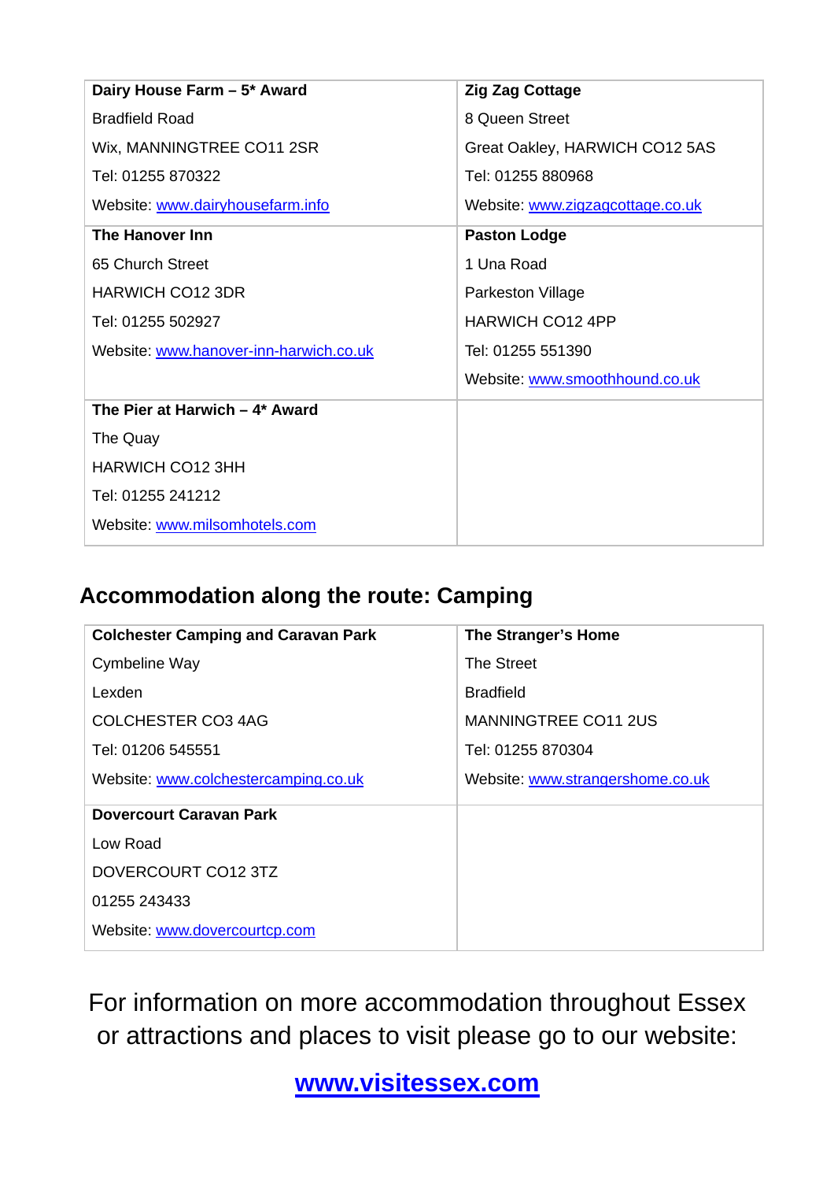| | |
|---|---|
| **Dairy House Farm – 5* Award**<br>Bradfield Road<br>Wix, MANNINGTREE CO11 2SR<br>Tel: 01255 870322<br>Website: www.dairyhousefarm.info | **Zig Zag Cottage**<br>8 Queen Street<br>Great Oakley, HARWICH CO12 5AS<br>Tel: 01255 880968<br>Website: www.zigzagcottage.co.uk |
| **The Hanover Inn**<br>65 Church Street<br>HARWICH CO12 3DR<br>Tel: 01255 502927<br>Website: www.hanover-inn-harwich.co.uk | **Paston Lodge**<br>1 Una Road<br>Parkeston Village<br>HARWICH CO12 4PP<br>Tel: 01255 551390<br>Website: www.smoothhound.co.uk |
| **The Pier at Harwich – 4* Award**<br>The Quay<br>HARWICH CO12 3HH<br>Tel: 01255 241212<br>Website: www.milsomhotels.com | |

## Accommodation along the route: Camping

| | |
|---|---|
| **Colchester Camping and Caravan Park**<br>Cymbeline Way<br>Lexden<br>COLCHESTER CO3 4AG<br>Tel: 01206 545551<br>Website: www.colchestercamping.co.uk | **The Stranger's Home**<br>The Street<br>Bradfield<br>MANNINGTREE CO11 2US<br>Tel: 01255 870304<br>Website: www.strangershome.co.uk |
| **Dovercourt Caravan Park**<br>Low Road<br>DOVERCOURT CO12 3TZ<br>01255 243433<br>Website: www.dovercourtcp.com | |

For information on more accommodation throughout Essex or attractions and places to visit please go to our website:

**www.visitessex.com**